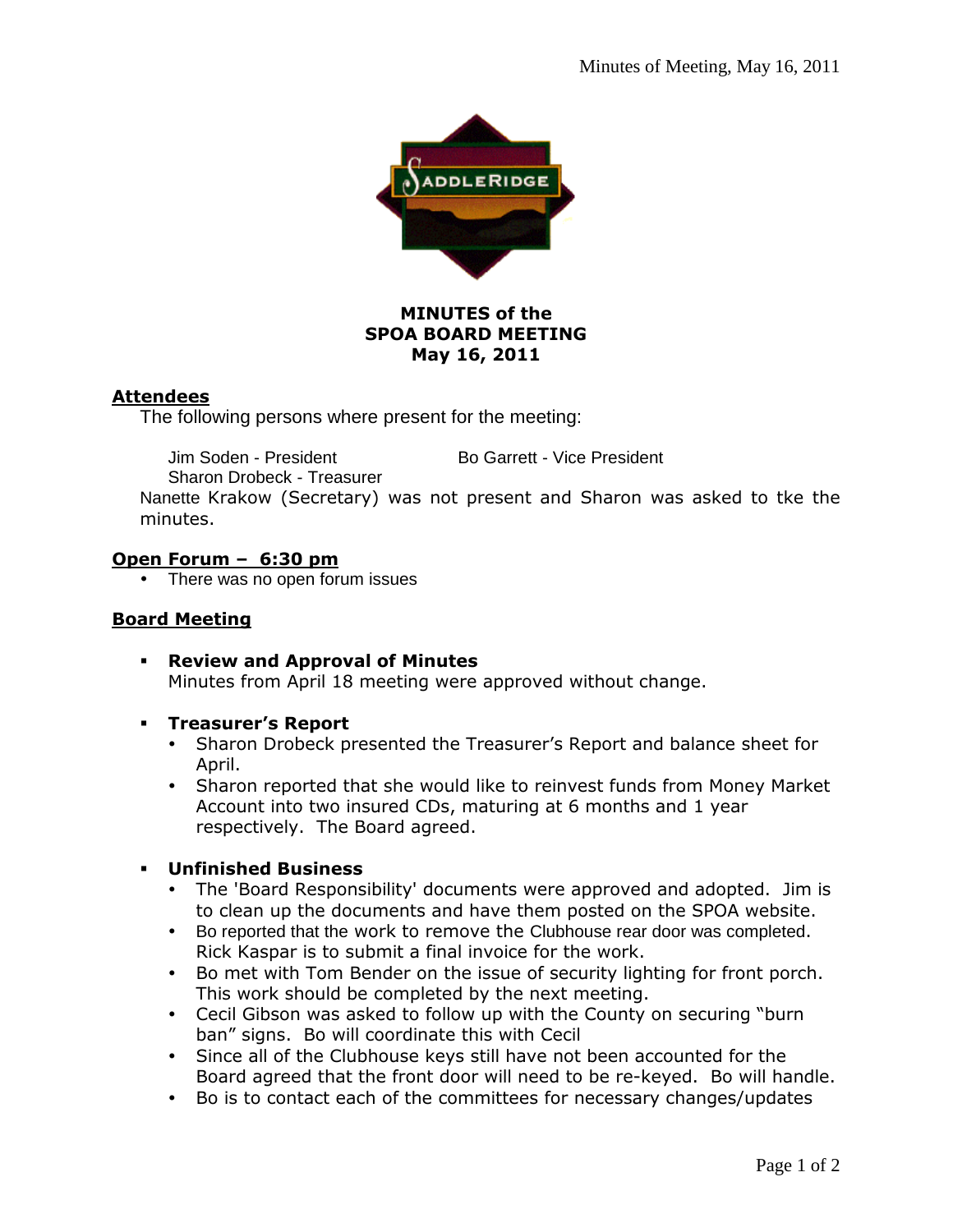# MINUTES of the SPOA BOARD MEETING May 16, 2011

## Attendees

The following persons where present for the meeting:

Jim Soden - President Bo Garrett - Vice President
Sharon Drobeck - Treasurer

Nanette Krakow (Secretary) was not present and Sharon was asked to tke the minutes.

## Open Forum – 6:30 pm

- There was no open forum issues

## Board Meeting

- **Review and Approval of Minutes**
  Minutes from April 18 meeting were approved without change.

- **Treasurer's Report**
  - Sharon Drobeck presented the Treasurer's Report and balance sheet for April.
  - Sharon reported that she would like to reinvest funds from Money Market Account into two insured CDs, maturing at 6 months and 1 year respectively. The Board agreed.

- **Unfinished Business**
  - The 'Board Responsibility' documents were approved and adopted. Jim is to clean up the documents and have them posted on the SPOA website.
  - Bo reported that the work to remove the Clubhouse rear door was completed. Rick Kaspar is to submit a final invoice for the work.
  - Bo met with Tom Bender on the issue of security lighting for front porch. This work should be completed by the next meeting.
  - Cecil Gibson was asked to follow up with the County on securing "burn ban" signs. Bo will coordinate this with Cecil
  - Since all of the Clubhouse keys still have not been accounted for the Board agreed that the front door will need to be re-keyed. Bo will handle.
  - Bo is to contact each of the committees for necessary changes/updates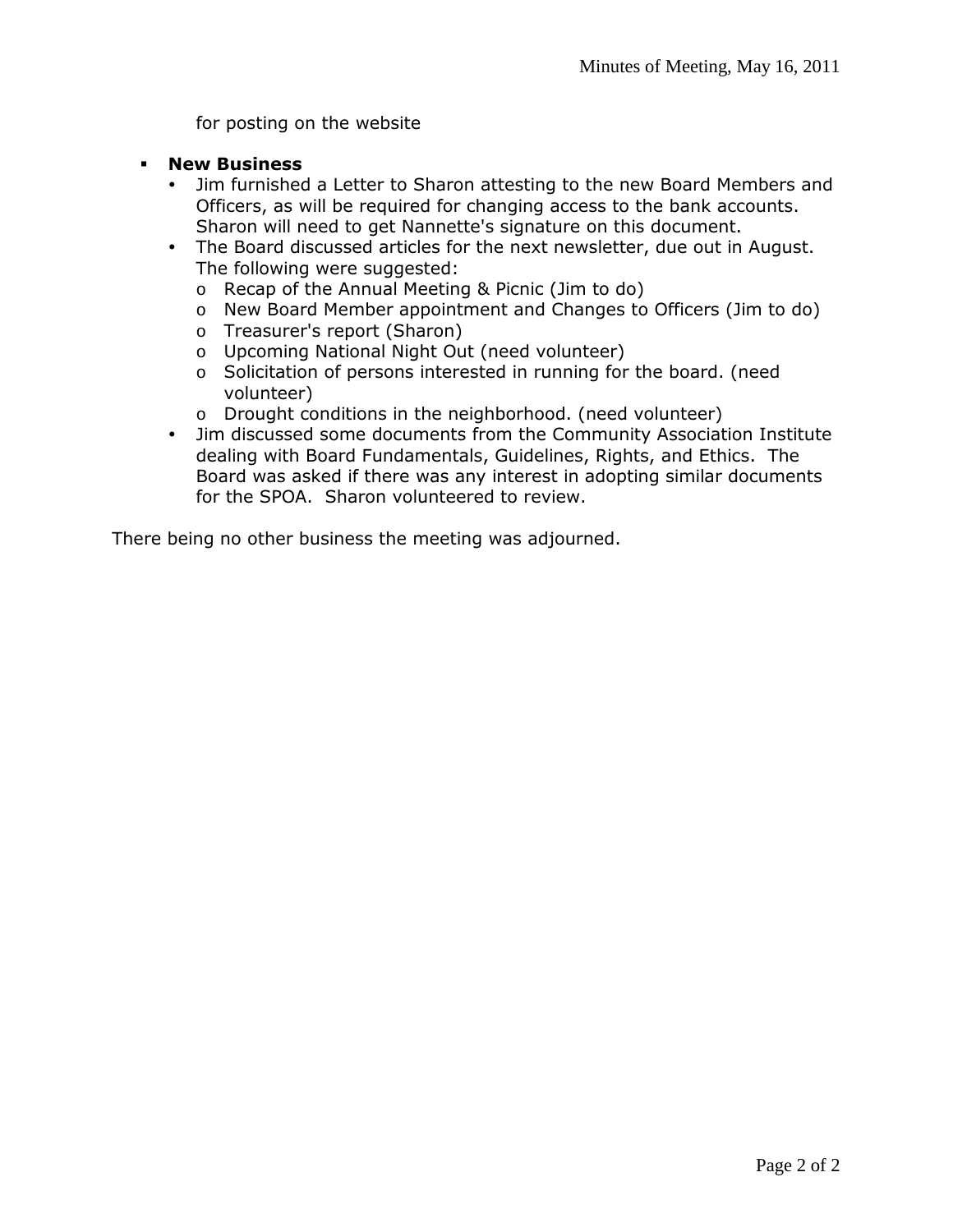for posting on the website

- **New Business**
  - Jim furnished a Letter to Sharon attesting to the new Board Members and Officers, as will be required for changing access to the bank accounts. Sharon will need to get Nannette's signature on this document.
  - The Board discussed articles for the next newsletter, due out in August. The following were suggested:
    - Recap of the Annual Meeting & Picnic (Jim to do)
    - New Board Member appointment and Changes to Officers (Jim to do)
    - Treasurer's report (Sharon)
    - Upcoming National Night Out (need volunteer)
    - Solicitation of persons interested in running for the board. (need volunteer)
    - Drought conditions in the neighborhood. (need volunteer)
  - Jim discussed some documents from the Community Association Institute dealing with Board Fundamentals, Guidelines, Rights, and Ethics. The Board was asked if there was any interest in adopting similar documents for the SPOA. Sharon volunteered to review.

There being no other business the meeting was adjourned.